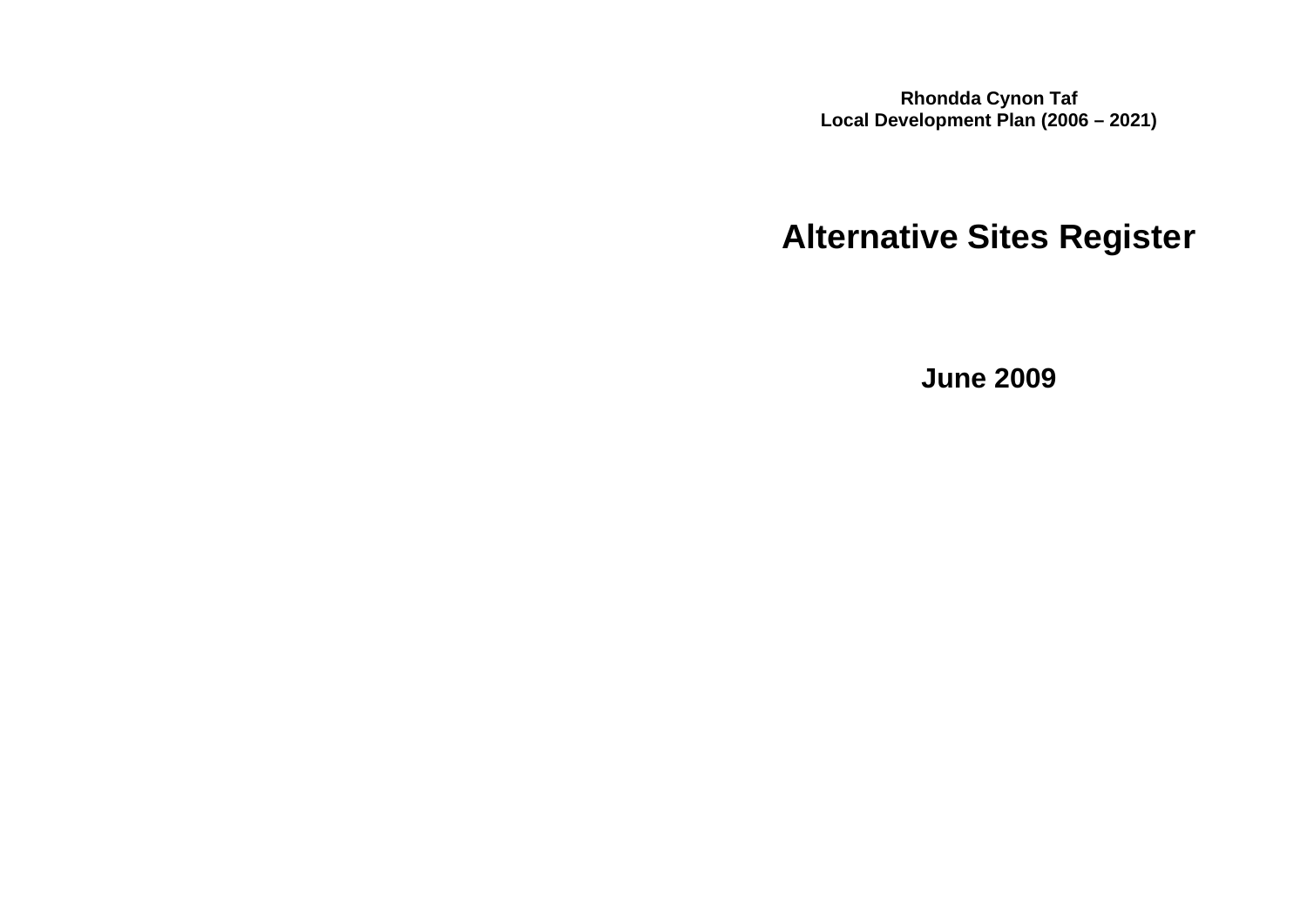**Rhondda Cynon Taf**
**Local Development Plan (2006 – 2021)**

# Alternative Sites Register

**June 2009**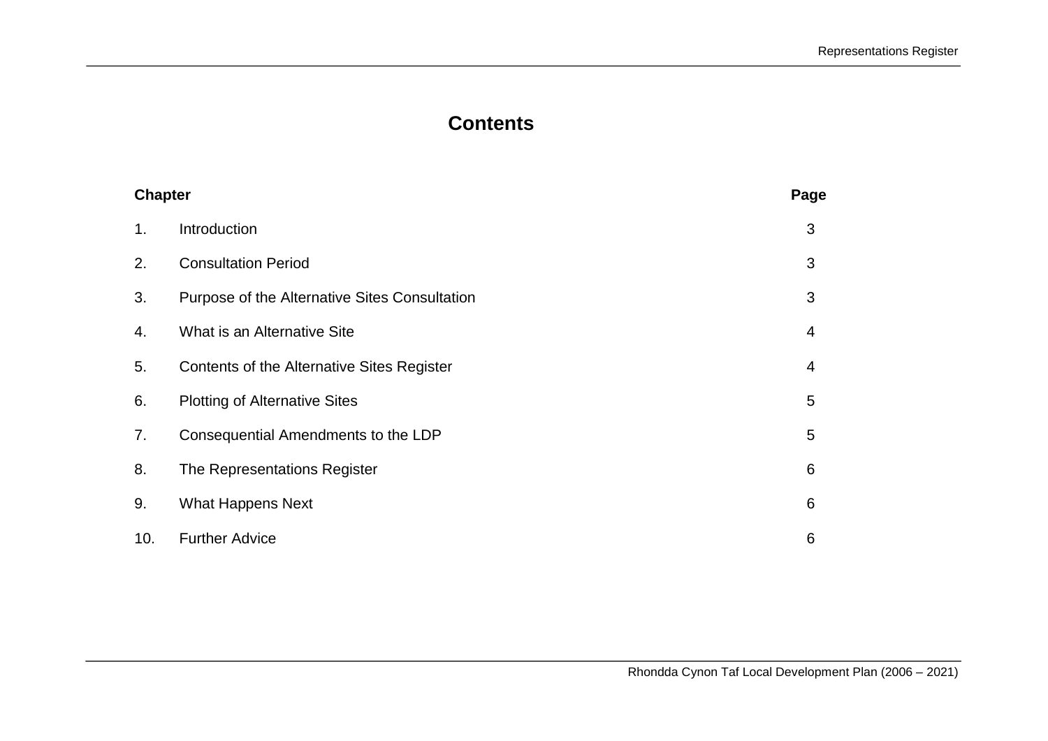# Contents

| Chapter | | Page |
|---|---|---|
| 1. | Introduction | 3 |
| 2. | Consultation Period | 3 |
| 3. | Purpose of the Alternative Sites Consultation | 3 |
| 4. | What is an Alternative Site | 4 |
| 5. | Contents of the Alternative Sites Register | 4 |
| 6. | Plotting of Alternative Sites | 5 |
| 7. | Consequential Amendments to the LDP | 5 |
| 8. | The Representations Register | 6 |
| 9. | What Happens Next | 6 |
| 10. | Further Advice | 6 |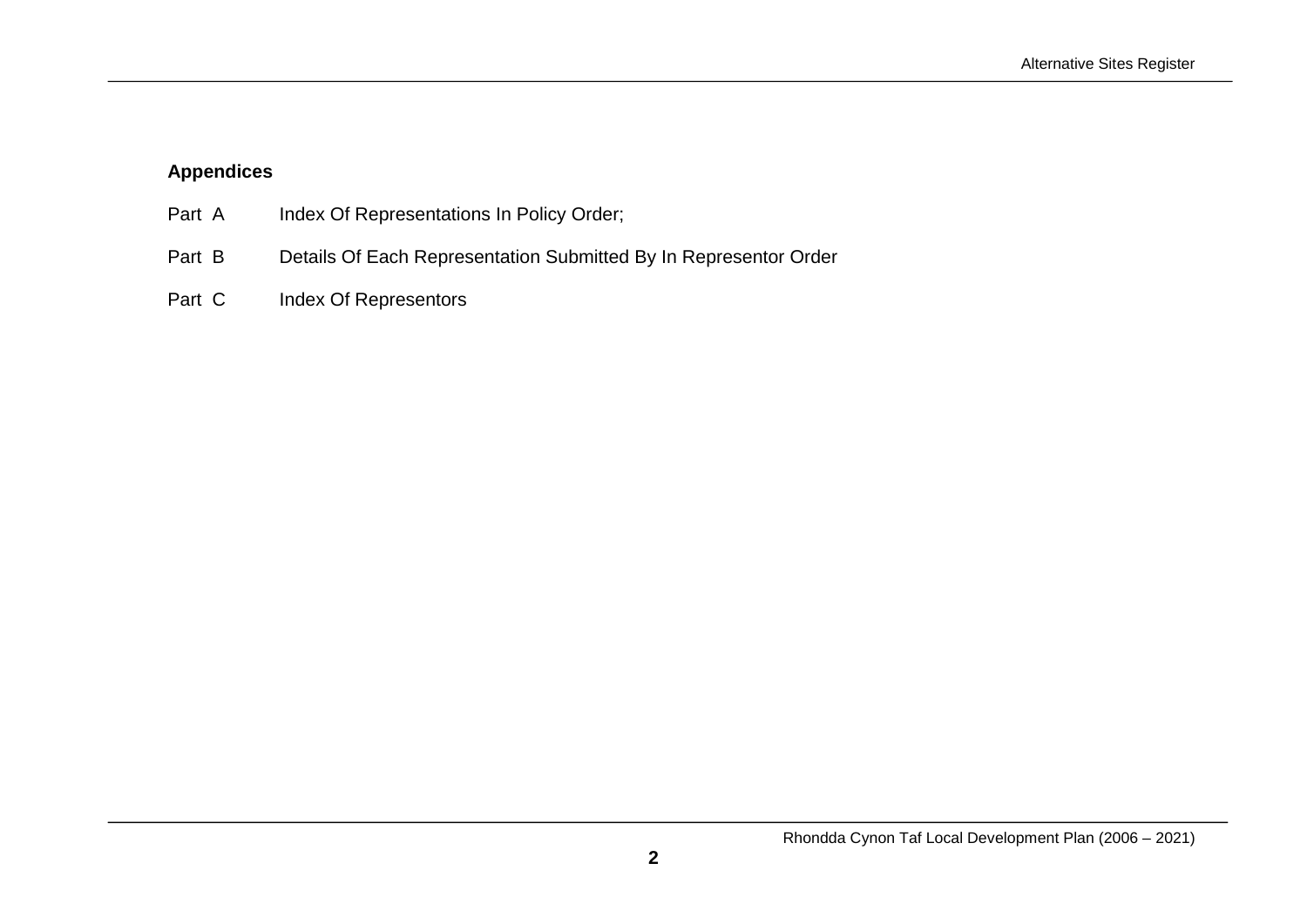**Appendices**

Part A Index Of Representations In Policy Order;

Part B Details Of Each Representation Submitted By In Representor Order

Part C Index Of Representors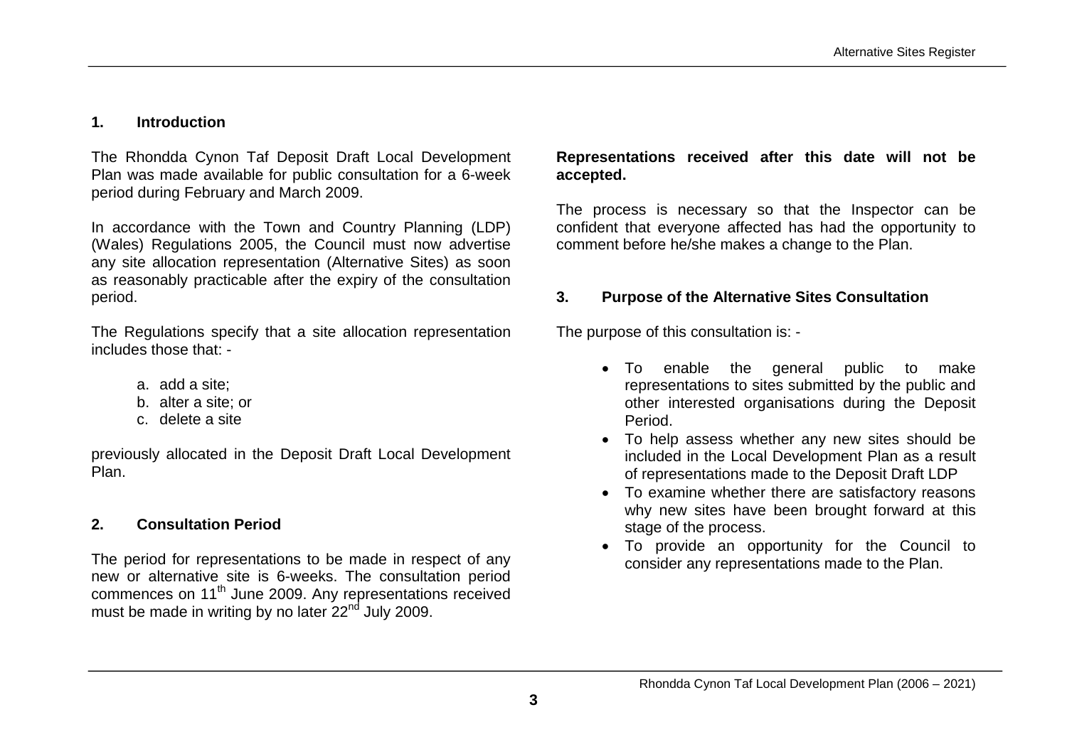## 1. Introduction

The Rhondda Cynon Taf Deposit Draft Local Development Plan was made available for public consultation for a 6-week period during February and March 2009.

In accordance with the Town and Country Planning (LDP) (Wales) Regulations 2005, the Council must now advertise any site allocation representation (Alternative Sites) as soon as reasonably practicable after the expiry of the consultation period.

The Regulations specify that a site allocation representation includes those that: -

a. add a site;
b. alter a site; or
c. delete a site

previously allocated in the Deposit Draft Local Development Plan.

## 2. Consultation Period

The period for representations to be made in respect of any new or alternative site is 6-weeks. The consultation period commences on 11th June 2009. Any representations received must be made in writing by no later 22nd July 2009.

**Representations received after this date will not be accepted.**

The process is necessary so that the Inspector can be confident that everyone affected has had the opportunity to comment before he/she makes a change to the Plan.

## 3. Purpose of the Alternative Sites Consultation

The purpose of this consultation is: -

- To enable the general public to make representations to sites submitted by the public and other interested organisations during the Deposit Period.
- To help assess whether any new sites should be included in the Local Development Plan as a result of representations made to the Deposit Draft LDP
- To examine whether there are satisfactory reasons why new sites have been brought forward at this stage of the process.
- To provide an opportunity for the Council to consider any representations made to the Plan.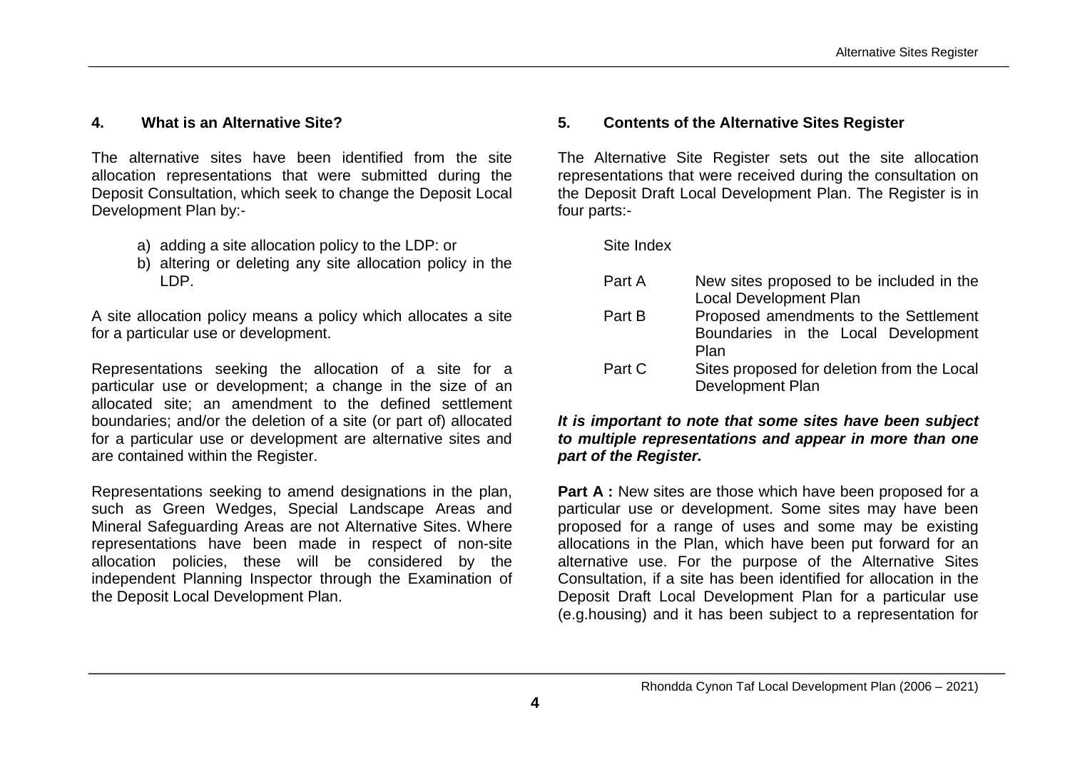## 4. What is an Alternative Site?

The alternative sites have been identified from the site allocation representations that were submitted during the Deposit Consultation, which seek to change the Deposit Local Development Plan by:-

a) adding a site allocation policy to the LDP: or
b) altering or deleting any site allocation policy in the LDP.

A site allocation policy means a policy which allocates a site for a particular use or development.

Representations seeking the allocation of a site for a particular use or development; a change in the size of an allocated site; an amendment to the defined settlement boundaries; and/or the deletion of a site (or part of) allocated for a particular use or development are alternative sites and are contained within the Register.

Representations seeking to amend designations in the plan, such as Green Wedges, Special Landscape Areas and Mineral Safeguarding Areas are not Alternative Sites. Where representations have been made in respect of non-site allocation policies, these will be considered by the independent Planning Inspector through the Examination of the Deposit Local Development Plan.

## 5. Contents of the Alternative Sites Register

The Alternative Site Register sets out the site allocation representations that were received during the consultation on the Deposit Draft Local Development Plan. The Register is in four parts:-

Site Index

| | |
|---|---|
| Part A | New sites proposed to be included in the Local Development Plan |
| Part B | Proposed amendments to the Settlement Boundaries in the Local Development Plan |
| Part C | Sites proposed for deletion from the Local Development Plan |

***It is important to note that some sites have been subject to multiple representations and appear in more than one part of the Register.***

**Part A :** New sites are those which have been proposed for a particular use or development. Some sites may have been proposed for a range of uses and some may be existing allocations in the Plan, which have been put forward for an alternative use. For the purpose of the Alternative Sites Consultation, if a site has been identified for allocation in the Deposit Draft Local Development Plan for a particular use (e.g.housing) and it has been subject to a representation for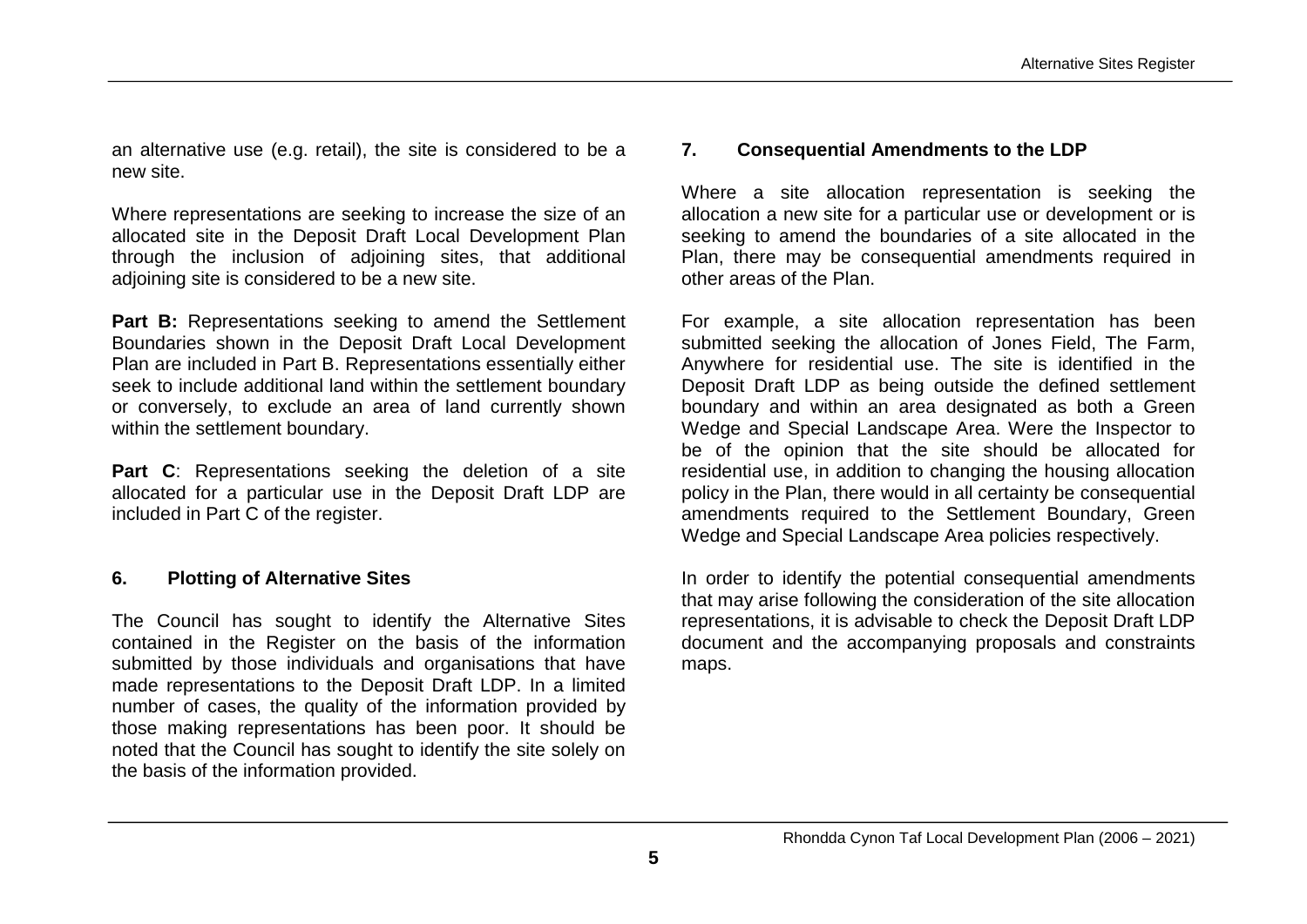an alternative use (e.g. retail), the site is considered to be a new site.

Where representations are seeking to increase the size of an allocated site in the Deposit Draft Local Development Plan through the inclusion of adjoining sites, that additional adjoining site is considered to be a new site.

**Part B:** Representations seeking to amend the Settlement Boundaries shown in the Deposit Draft Local Development Plan are included in Part B. Representations essentially either seek to include additional land within the settlement boundary or conversely, to exclude an area of land currently shown within the settlement boundary.

**Part C**: Representations seeking the deletion of a site allocated for a particular use in the Deposit Draft LDP are included in Part C of the register.

## 6. Plotting of Alternative Sites

The Council has sought to identify the Alternative Sites contained in the Register on the basis of the information submitted by those individuals and organisations that have made representations to the Deposit Draft LDP. In a limited number of cases, the quality of the information provided by those making representations has been poor. It should be noted that the Council has sought to identify the site solely on the basis of the information provided.

## 7. Consequential Amendments to the LDP

Where a site allocation representation is seeking the allocation a new site for a particular use or development or is seeking to amend the boundaries of a site allocated in the Plan, there may be consequential amendments required in other areas of the Plan.

For example, a site allocation representation has been submitted seeking the allocation of Jones Field, The Farm, Anywhere for residential use. The site is identified in the Deposit Draft LDP as being outside the defined settlement boundary and within an area designated as both a Green Wedge and Special Landscape Area. Were the Inspector to be of the opinion that the site should be allocated for residential use, in addition to changing the housing allocation policy in the Plan, there would in all certainty be consequential amendments required to the Settlement Boundary, Green Wedge and Special Landscape Area policies respectively.

In order to identify the potential consequential amendments that may arise following the consideration of the site allocation representations, it is advisable to check the Deposit Draft LDP document and the accompanying proposals and constraints maps.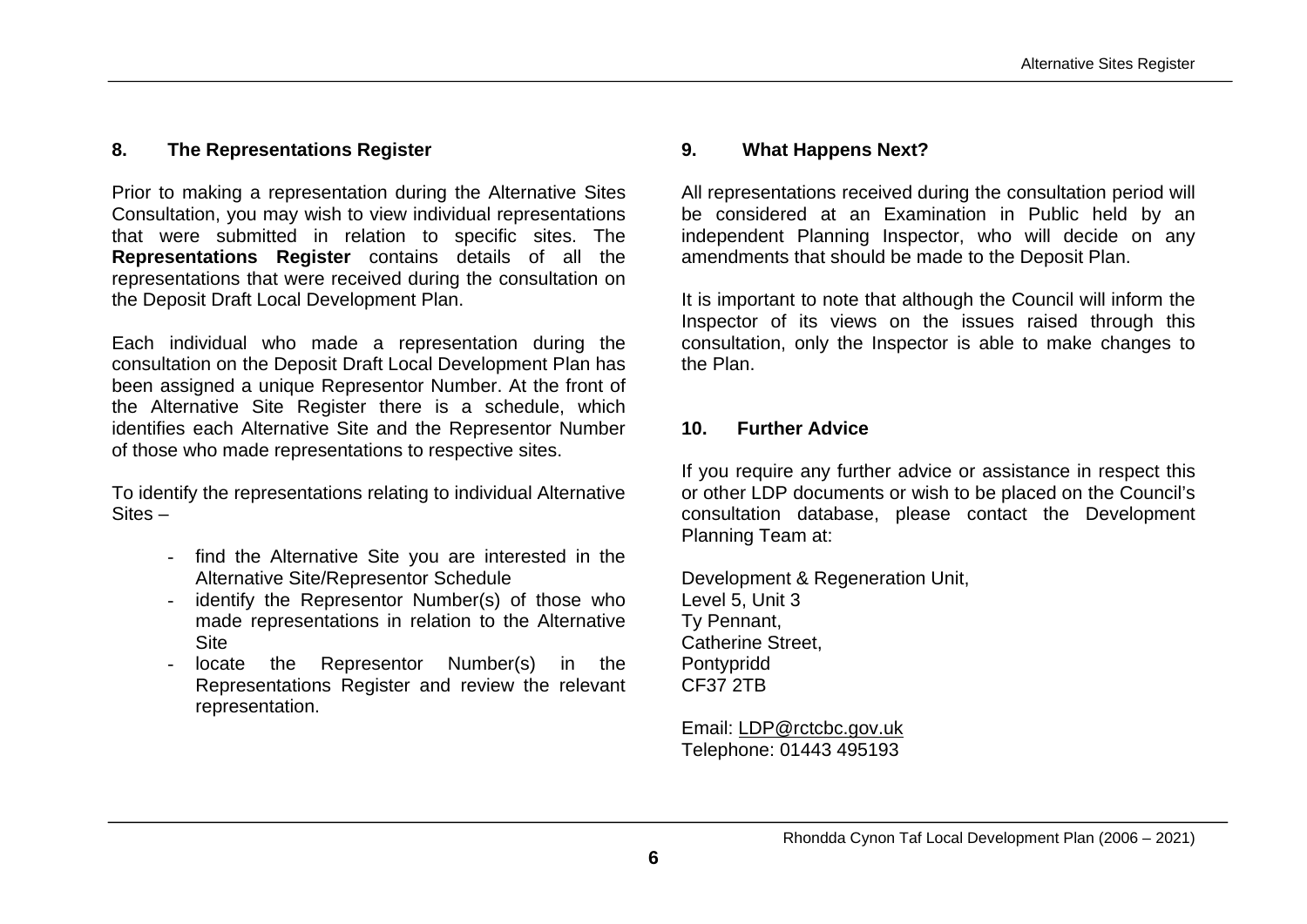## 8. The Representations Register

Prior to making a representation during the Alternative Sites Consultation, you may wish to view individual representations that were submitted in relation to specific sites. The **Representations Register** contains details of all the representations that were received during the consultation on the Deposit Draft Local Development Plan.

Each individual who made a representation during the consultation on the Deposit Draft Local Development Plan has been assigned a unique Representor Number. At the front of the Alternative Site Register there is a schedule, which identifies each Alternative Site and the Representor Number of those who made representations to respective sites.

To identify the representations relating to individual Alternative Sites –

- find the Alternative Site you are interested in the Alternative Site/Representor Schedule
- identify the Representor Number(s) of those who made representations in relation to the Alternative Site
- locate the Representor Number(s) in the Representations Register and review the relevant representation.

## 9. What Happens Next?

All representations received during the consultation period will be considered at an Examination in Public held by an independent Planning Inspector, who will decide on any amendments that should be made to the Deposit Plan.

It is important to note that although the Council will inform the Inspector of its views on the issues raised through this consultation, only the Inspector is able to make changes to the Plan.

## 10. Further Advice

If you require any further advice or assistance in respect this or other LDP documents or wish to be placed on the Council's consultation database, please contact the Development Planning Team at:

Development & Regeneration Unit,
Level 5, Unit 3
Ty Pennant,
Catherine Street,
Pontypridd
CF37 2TB

Email: LDP@rctcbc.gov.uk
Telephone: 01443 495193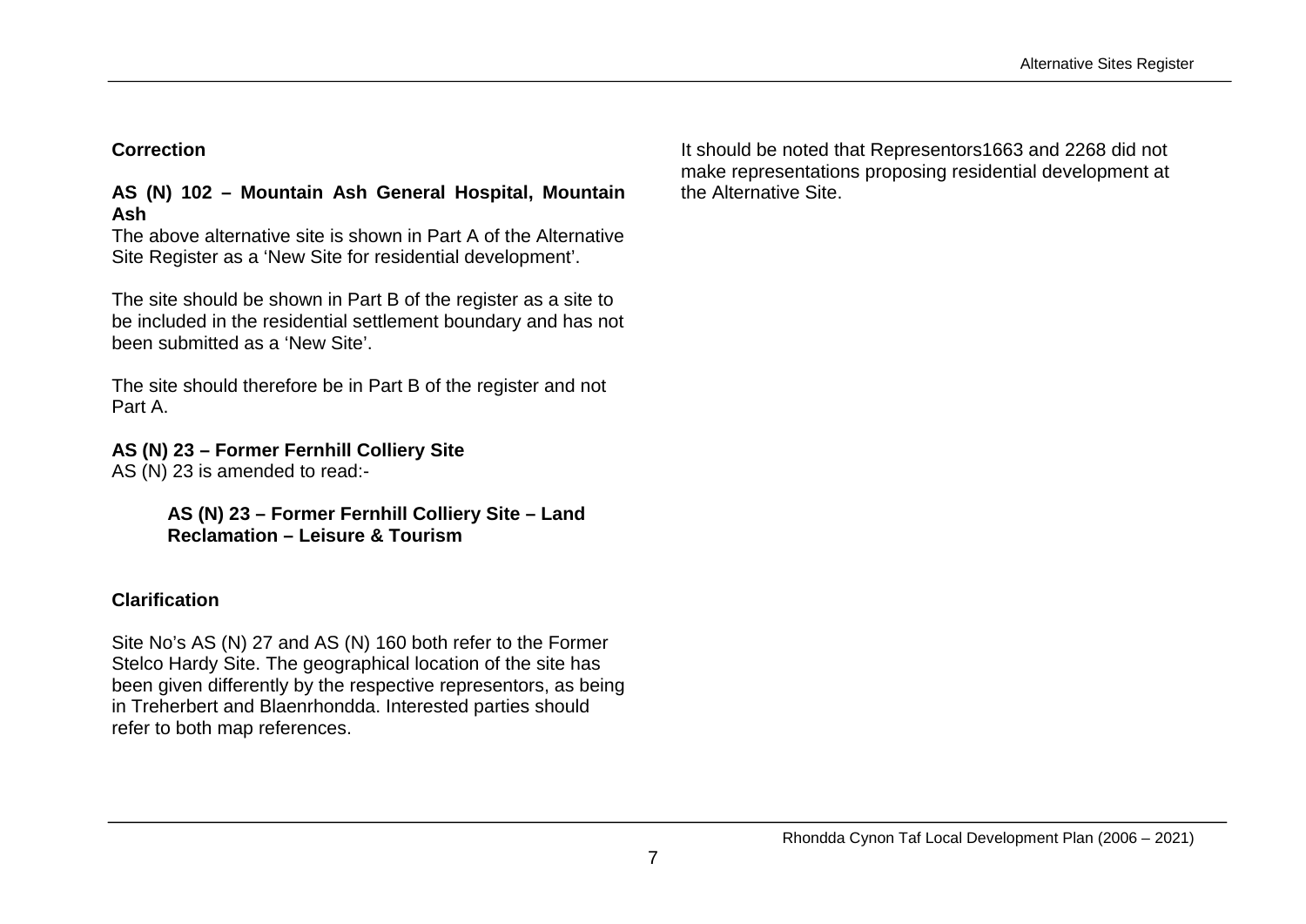## Correction

**AS (N) 102 – Mountain Ash General Hospital, Mountain Ash**

The above alternative site is shown in Part A of the Alternative Site Register as a 'New Site for residential development'.

The site should be shown in Part B of the register as a site to be included in the residential settlement boundary and has not been submitted as a 'New Site'.

The site should therefore be in Part B of the register and not Part A.

**AS (N) 23 – Former Fernhill Colliery Site**

AS (N) 23 is amended to read:-

> **AS (N) 23 – Former Fernhill Colliery Site – Land Reclamation – Leisure & Tourism**

## Clarification

Site No's AS (N) 27 and AS (N) 160 both refer to the Former Stelco Hardy Site. The geographical location of the site has been given differently by the respective representors, as being in Treherbert and Blaenrhondda. Interested parties should refer to both map references.

It should be noted that Representors1663 and 2268 did not make representations proposing residential development at the Alternative Site.